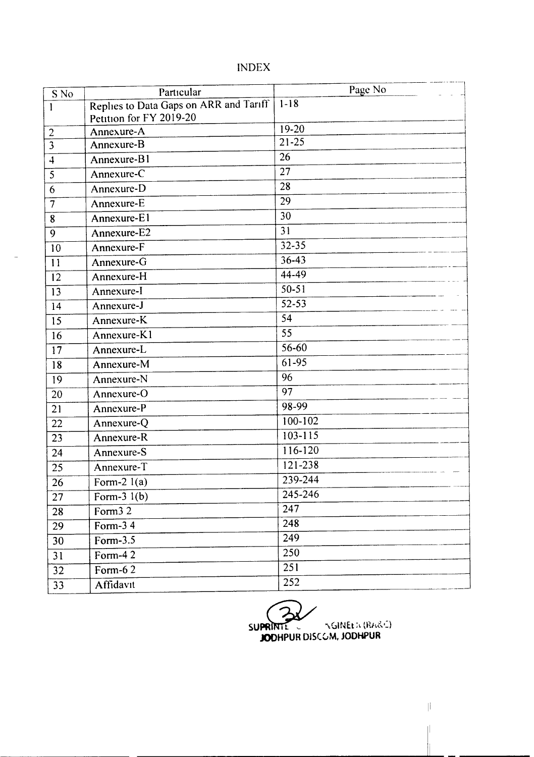# INDEX

| S No | Particular | Page No |
|---|---|---|
| 1 | Replies to Data Gaps on ARR and Tariff Petition for FY 2019-20 | 1-18 |
| 2 | Annexure-A | 19-20 |
| 3 | Annexure-B | 21-25 |
| 4 | Annexure-B1 | 26 |
| 5 | Annexure-C | 27 |
| 6 | Annexure-D | 28 |
| 7 | Annexure-E | 29 |
| 8 | Annexure-E1 | 30 |
| 9 | Annexure-E2 | 31 |
| 10 | Annexure-F | 32-35 |
| 11 | Annexure-G | 36-43 |
| 12 | Annexure-H | 44-49 |
| 13 | Annexure-I | 50-51 |
| 14 | Annexure-J | 52-53 |
| 15 | Annexure-K | 54 |
| 16 | Annexure-K1 | 55 |
| 17 | Annexure-L | 56-60 |
| 18 | Annexure-M | 61-95 |
| 19 | Annexure-N | 96 |
| 20 | Annexure-O | 97 |
| 21 | Annexure-P | 98-99 |
| 22 | Annexure-Q | 100-102 |
| 23 | Annexure-R | 103-115 |
| 24 | Annexure-S | 116-120 |
| 25 | Annexure-T | 121-238 |
| 26 | Form-2 1(a) | 239-244 |
| 27 | Form-3 1(b) | 245-246 |
| 28 | Form3 2 | 247 |
| 29 | Form-3 4 | 248 |
| 30 | Form-3.5 | 249 |
| 31 | Form-4 2 | 250 |
| 32 | Form-6 2 | 251 |
| 33 | Affidavit | 252 |

SUPRINTE... ENGINEER (RA&C)
JODHPUR DISCOM, JODHPUR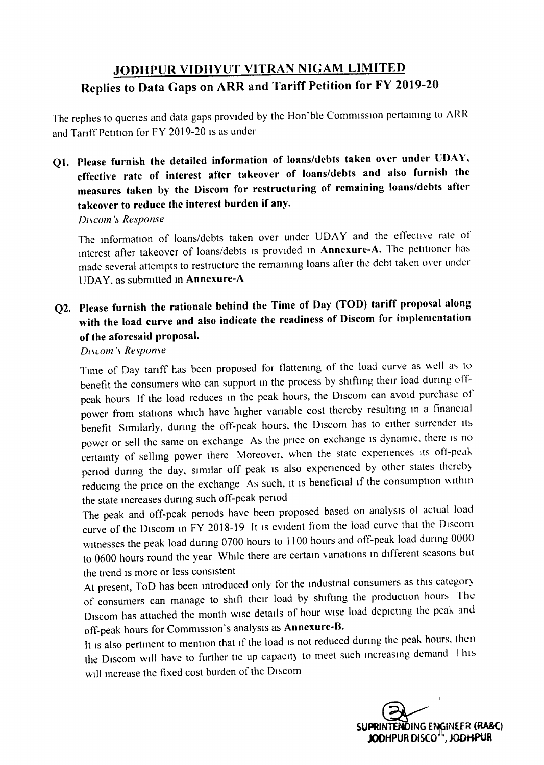# JODHPUR VIDHYUT VITRAN NIGAM LIMITED

## Replies to Data Gaps on ARR and Tariff Petition for FY 2019-20

The replies to queries and data gaps provided by the Hon'ble Commission pertaining to ARR and Tariff Petition for FY 2019-20 is as under

**Q1. Please furnish the detailed information of loans/debts taken over under UDAY, effective rate of interest after takeover of loans/debts and also furnish the measures taken by the Discom for restructuring of remaining loans/debts after takeover to reduce the interest burden if any.**

*Discom's Response*

The information of loans/debts taken over under UDAY and the effective rate of interest after takeover of loans/debts is provided in **Annexure-A.** The petitioner has made several attempts to restructure the remaining loans after the debt taken over under UDAY, as submitted in **Annexure-A**

**Q2. Please furnish the rationale behind the Time of Day (TOD) tariff proposal along with the load curve and also indicate the readiness of Discom for implementation of the aforesaid proposal.**

*Discom's Response*

Time of Day tariff has been proposed for flattening of the load curve as well as to benefit the consumers who can support in the process by shifting their load during off-peak hours If the load reduces in the peak hours, the Discom can avoid purchase of power from stations which have higher variable cost thereby resulting in a financial benefit Similarly, during the off-peak hours, the Discom has to either surrender its power or sell the same on exchange As the price on exchange is dynamic, there is no certainty of selling power there Moreover, when the state experiences its off-peak period during the day, similar off peak is also experienced by other states thereby reducing the price on the exchange As such, it is beneficial if the consumption within the state increases during such off-peak period

The peak and off-peak periods have been proposed based on analysis of actual load curve of the Discom in FY 2018-19 It is evident from the load curve that the Discom witnesses the peak load during 0700 hours to 1100 hours and off-peak load during 0000 to 0600 hours round the year While there are certain variations in different seasons but the trend is more or less consistent

At present, ToD has been introduced only for the industrial consumers as this category of consumers can manage to shift their load by shifting the production hours The Discom has attached the month wise details of hour wise load depicting the peak and off-peak hours for Commission's analysis as **Annexure-B.**

It is also pertinent to mention that if the load is not reduced during the peak hours, then the Discom will have to further tie up capacity to meet such increasing demand This will increase the fixed cost burden of the Discom

SUPRINTENDING ENGINEER (RA&C)
JODHPUR DISCOM, JODHPUR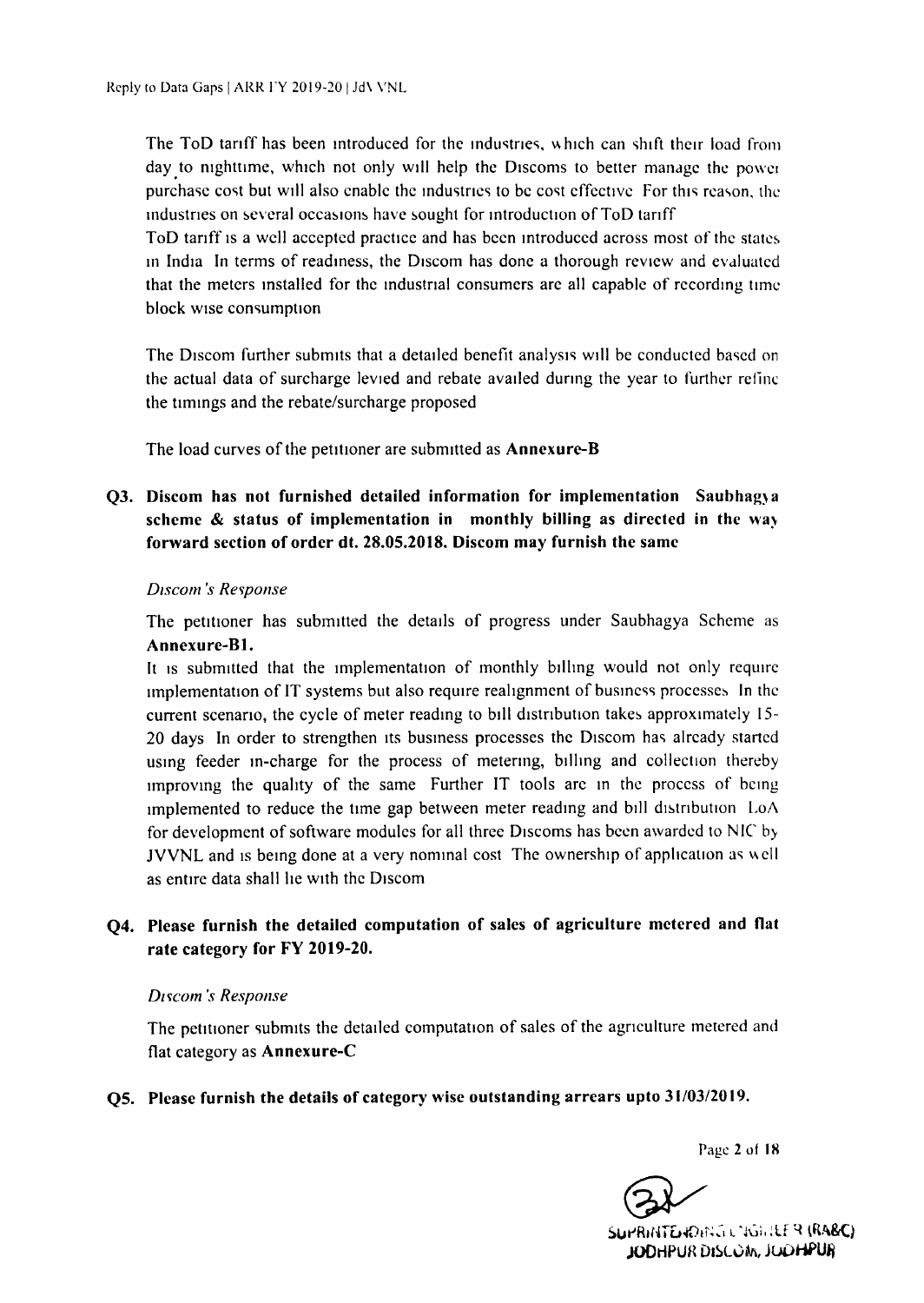The ToD tariff has been introduced for the industries, which can shift their load from day to nighttime, which not only will help the Discoms to better manage the power purchase cost but will also enable the industries to be cost effective For this reason, the industries on several occasions have sought for introduction of ToD tariff

ToD tariff is a well accepted practice and has been introduced across most of the states in India In terms of readiness, the Discom has done a thorough review and evaluated that the meters installed for the industrial consumers are all capable of recording time block wise consumption

The Discom further submits that a detailed benefit analysis will be conducted based on the actual data of surcharge levied and rebate availed during the year to further refine the timings and the rebate/surcharge proposed

The load curves of the petitioner are submitted as **Annexure-B**

### Q3. Discom has not furnished detailed information for implementation Saubhagya scheme & status of implementation in monthly billing as directed in the way forward section of order dt. 28.05.2018. Discom may furnish the same

*Discom's Response*

The petitioner has submitted the details of progress under Saubhagya Scheme as **Annexure-B1.**

It is submitted that the implementation of monthly billing would not only require implementation of IT systems but also realignment of business processes In the current scenario, the cycle of meter reading to bill distribution takes approximately 15-20 days In order to strengthen its business processes the Discom has already started using feeder in-charge for the process of metering, billing and collection thereby improving the quality of the same Further IT tools are in the process of being implemented to reduce the time gap between meter reading and bill distribution LoA for development of software modules for all three Discoms has been awarded to NIC by JVVNL and is being done at a very nominal cost The ownership of application as well as entire data shall lie with the Discom

### Q4. Please furnish the detailed computation of sales of agriculture metered and flat rate category for FY 2019-20.

*Discom's Response*

The petitioner submits the detailed computation of sales of the agriculture metered and flat category as **Annexure-C**

### Q5. Please furnish the details of category wise outstanding arrears upto 31/03/2019.

SUPRINTENDING ENGINEER (RA&C)
JODHPUR DISCOM, JODHPUR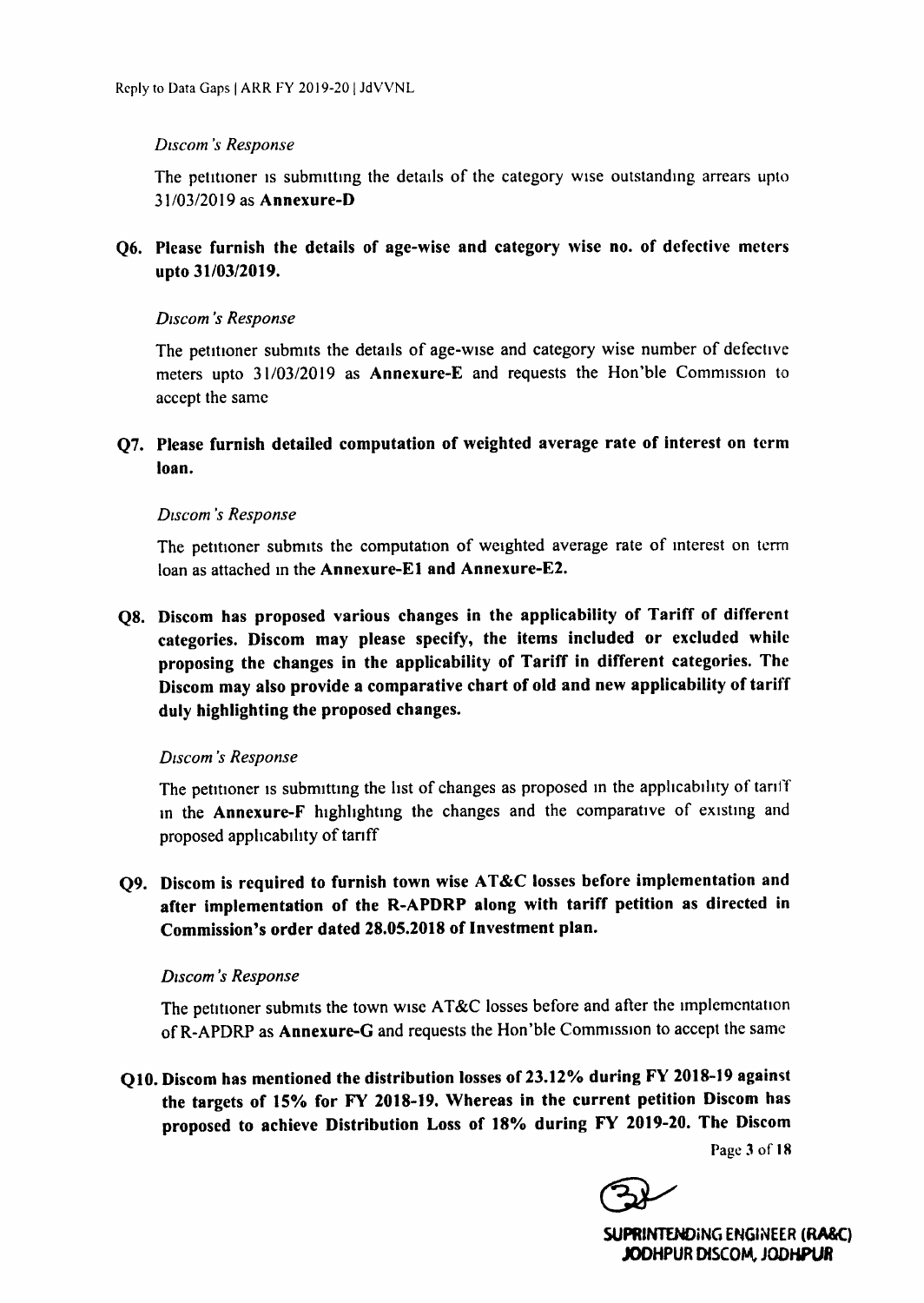*Discom's Response*

The petitioner is submitting the details of the category wise outstanding arrears upto 31/03/2019 as **Annexure-D**

**Q6. Please furnish the details of age-wise and category wise no. of defective meters upto 31/03/2019.**

*Discom's Response*

The petitioner submits the details of age-wise and category wise number of defective meters upto 31/03/2019 as **Annexure-E** and requests the Hon'ble Commission to accept the same

**Q7. Please furnish detailed computation of weighted average rate of interest on term loan.**

*Discom's Response*

The petitioner submits the computation of weighted average rate of interest on term loan as attached in the **Annexure-E1 and Annexure-E2.**

**Q8. Discom has proposed various changes in the applicability of Tariff of different categories. Discom may please specify, the items included or excluded while proposing the changes in the applicability of Tariff in different categories. The Discom may also provide a comparative chart of old and new applicability of tariff duly highlighting the proposed changes.**

*Discom's Response*

The petitioner is submitting the list of changes as proposed in the applicability of tariff in the **Annexure-F** highlighting the changes and the comparative of existing and proposed applicability of tariff

**Q9. Discom is required to furnish town wise AT&C losses before implementation and after implementation of the R-APDRP along with tariff petition as directed in Commission's order dated 28.05.2018 of Investment plan.**

*Discom's Response*

The petitioner submits the town wise AT&C losses before and after the implementation of R-APDRP as **Annexure-G** and requests the Hon'ble Commission to accept the same

**Q10. Discom has mentioned the distribution losses of 23.12% during FY 2018-19 against the targets of 15% for FY 2018-19. Whereas in the current petition Discom has proposed to achieve Distribution Loss of 18% during FY 2019-20. The Discom**

**SUPRINTENDING ENGINEER (RA&C)**
**JODHPUR DISCOM, JODHPUR**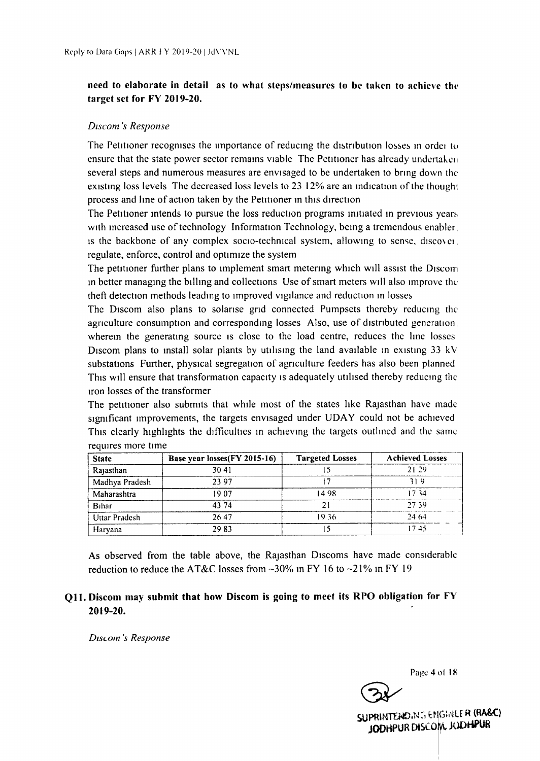**need to elaborate in detail as to what steps/measures to be taken to achieve the target set for FY 2019-20.**

*Discom's Response*

The Petitioner recognises the importance of reducing the distribution losses in order to ensure that the state power sector remains viable The Petitioner has already undertaken several steps and numerous measures are envisaged to be undertaken to bring down the existing loss levels The decreased loss levels to 23 12% are an indication of the thought process and line of action taken by the Petitioner in this direction

The Petitioner intends to pursue the loss reduction programs initiated in previous years with increased use of technology Information Technology, being a tremendous enabler, is the backbone of any complex socio-technical system, allowing to sense, discover, regulate, enforce, control and optimize the system

The petitioner further plans to implement smart metering which will assist the Discom in better managing the billing and collections Use of smart meters will also improve the theft detection methods leading to improved vigilance and reduction in losses

The Discom also plans to solarise grid connected Pumpsets thereby reducing the agriculture consumption and corresponding losses Also, use of distributed generation, wherein the generating source is close to the load centre, reduces the line losses Discom plans to install solar plants by utilising the land available in existing 33 kV substations Further, physical segregation of agriculture feeders has also been planned This will ensure that transformation capacity is adequately utilised thereby reducing the iron losses of the transformer

The petitioner also submits that while most of the states like Rajasthan have made significant improvements, the targets envisaged under UDAY could not be achieved This clearly highlights the difficulties in achieving the targets outlined and the same requires more time

| State | Base year losses(FY 2015-16) | Targeted Losses | Achieved Losses |
|---|---|---|---|
| Rajasthan | 30 41 | 15 | 21 29 |
| Madhya Pradesh | 23 97 | 17 | 31 9 |
| Maharashtra | 19 07 | 14 98 | 17 34 |
| Bihar | 43 74 | 21 | 27 39 |
| Uttar Pradesh | 26 47 | 19 36 | 24 64 |
| Haryana | 29 83 | 15 | 17 45 |

As observed from the table above, the Rajasthan Discoms have made considerable reduction to reduce the AT&C losses from ~30% in FY 16 to ~21% in FY 19

## Q11. Discom may submit that how Discom is going to meet its RPO obligation for FY 2019-20.

*Discom's Response*

SUPRINTENDING ENGINEER (RA&C)
JODHPUR DISCOM, JODHPUR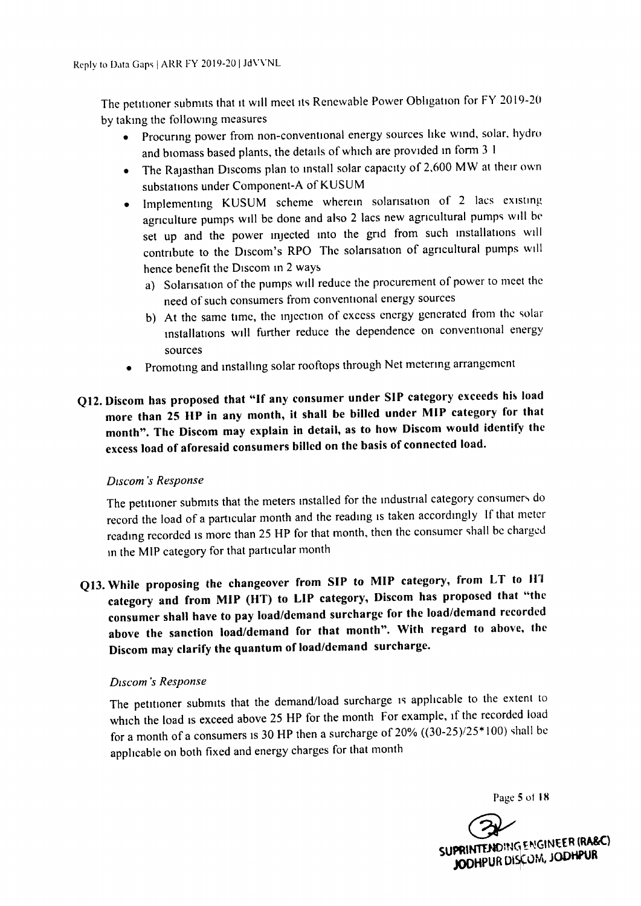The petitioner submits that it will meet its Renewable Power Obligation for FY 2019-20 by taking the following measures

- Procuring power from non-conventional energy sources like wind, solar, hydro and biomass based plants, the details of which are provided in form 3 1
- The Rajasthan Discoms plan to install solar capacity of 2,600 MW at their own substations under Component-A of KUSUM
- Implementing KUSUM scheme wherein solarisation of 2 lacs existing agriculture pumps will be done and also 2 lacs new agricultural pumps will be set up and the power injected into the grid from such installations will contribute to the Discom's RPO The solarisation of agricultural pumps will hence benefit the Discom in 2 ways
  a) Solarisation of the pumps will reduce the procurement of power to meet the need of such consumers from conventional energy sources
  b) At the same time, the injection of excess energy generated from the solar installations will further reduce the dependence on conventional energy sources
- Promoting and installing solar rooftops through Net metering arrangement

**Q12. Discom has proposed that "If any consumer under SIP category exceeds his load more than 25 HP in any month, it shall be billed under MIP category for that month". The Discom may explain in detail, as to how Discom would identify the excess load of aforesaid consumers billed on the basis of connected load.**

*Discom's Response*

The petitioner submits that the meters installed for the industrial category consumers do record the load of a particular month and the reading is taken accordingly If that meter reading recorded is more than 25 HP for that month, then the consumer shall be charged in the MIP category for that particular month

**Q13. While proposing the changeover from SIP to MIP category, from LT to HT category and from MIP (HT) to LIP category, Discom has proposed that "the consumer shall have to pay load/demand surcharge for the load/demand recorded above the sanction load/demand for that month". With regard to above, the Discom may clarify the quantum of load/demand surcharge.**

*Discom's Response*

The petitioner submits that the demand/load surcharge is applicable to the extent to which the load is exceed above 25 HP for the month For example, if the recorded load for a month of a consumers is 30 HP then a surcharge of 20% ((30-25)/25*100) shall be applicable on both fixed and energy charges for that month

SUPRINTENDING ENGINEER (RA&C)
JODHPUR DISCOM, JODHPUR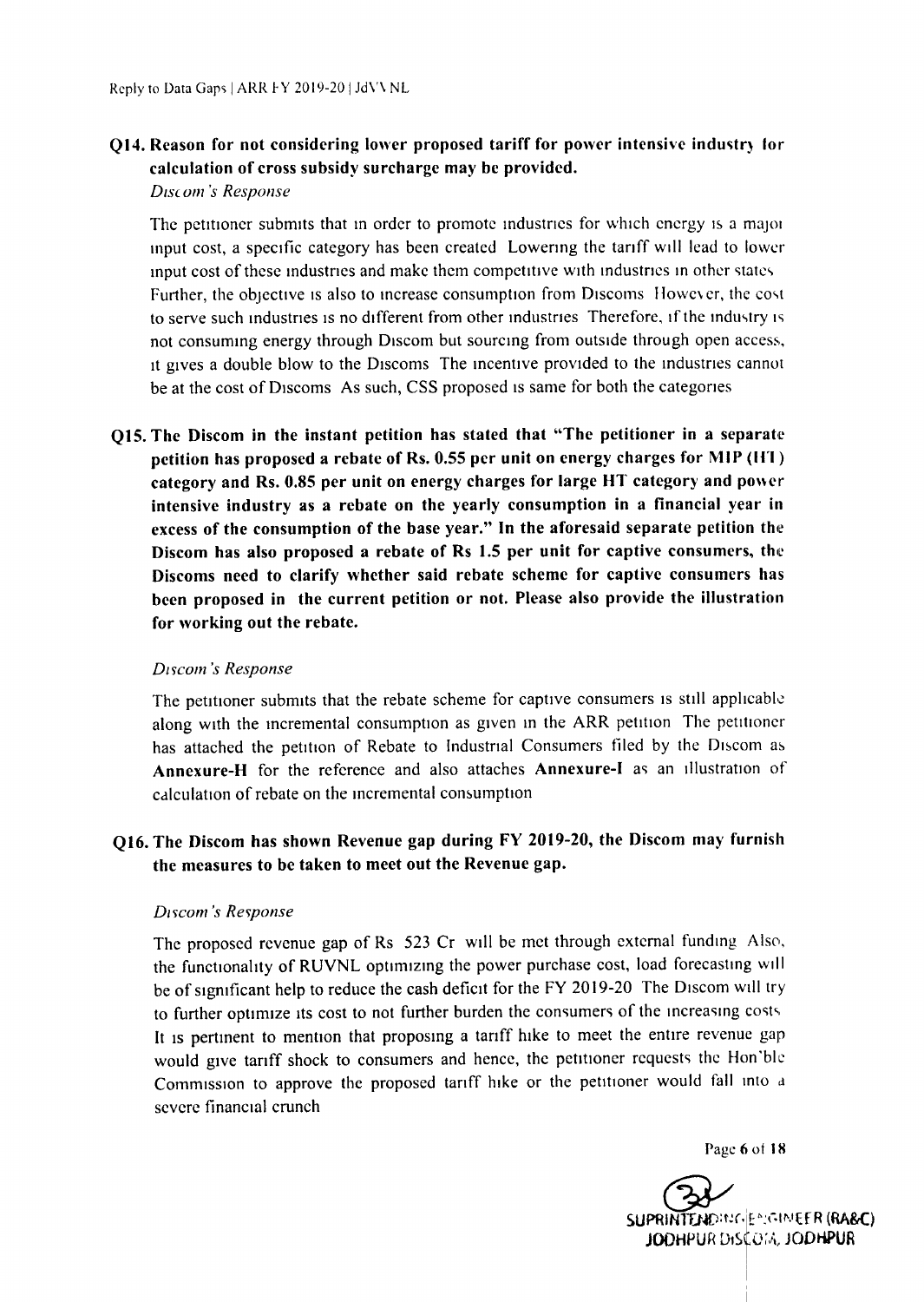**Q14. Reason for not considering lower proposed tariff for power intensive industry for calculation of cross subsidy surcharge may be provided.**

*Discom's Response*

The petitioner submits that in order to promote industries for which energy is a major input cost, a specific category has been created Lowering the tariff will lead to lower input cost of these industries and make them competitive with industries in other states Further, the objective is also to increase consumption from Discoms However, the cost to serve such industries is no different from other industries Therefore, if the industry is not consuming energy through Discom but sourcing from outside through open access, it gives a double blow to the Discoms The incentive provided to the industries cannot be at the cost of Discoms As such, CSS proposed is same for both the categories

**Q15. The Discom in the instant petition has stated that "The petitioner in a separate petition has proposed a rebate of Rs. 0.55 per unit on energy charges for MIP (HT) category and Rs. 0.85 per unit on energy charges for large HT category and power intensive industry as a rebate on the yearly consumption in a financial year in excess of the consumption of the base year." In the aforesaid separate petition the Discom has also proposed a rebate of Rs 1.5 per unit for captive consumers, the Discoms need to clarify whether said rebate scheme for captive consumers has been proposed in the current petition or not. Please also provide the illustration for working out the rebate.**

*Discom's Response*

The petitioner submits that the rebate scheme for captive consumers is still applicable along with the incremental consumption as given in the ARR petition The petitioner has attached the petition of Rebate to Industrial Consumers filed by the Discom as **Annexure-H** for the reference and also attaches **Annexure-I** as an illustration of calculation of rebate on the incremental consumption

**Q16. The Discom has shown Revenue gap during FY 2019-20, the Discom may furnish the measures to be taken to meet out the Revenue gap.**

*Discom's Response*

The proposed revenue gap of Rs 523 Cr will be met through external funding Also, the functionality of RUVNL optimizing the power purchase cost, load forecasting will be of significant help to reduce the cash deficit for the FY 2019-20 The Discom will try to further optimize its cost to not further burden the consumers of the increasing costs It is pertinent to mention that proposing a tariff hike to meet the entire revenue gap would give tariff shock to consumers and hence, the petitioner requests the Hon'ble Commission to approve the proposed tariff hike or the petitioner would fall into a severe financial crunch

SUPRINTENDING ENGINEER (RA&C)
JODHPUR DISCOM, JODHPUR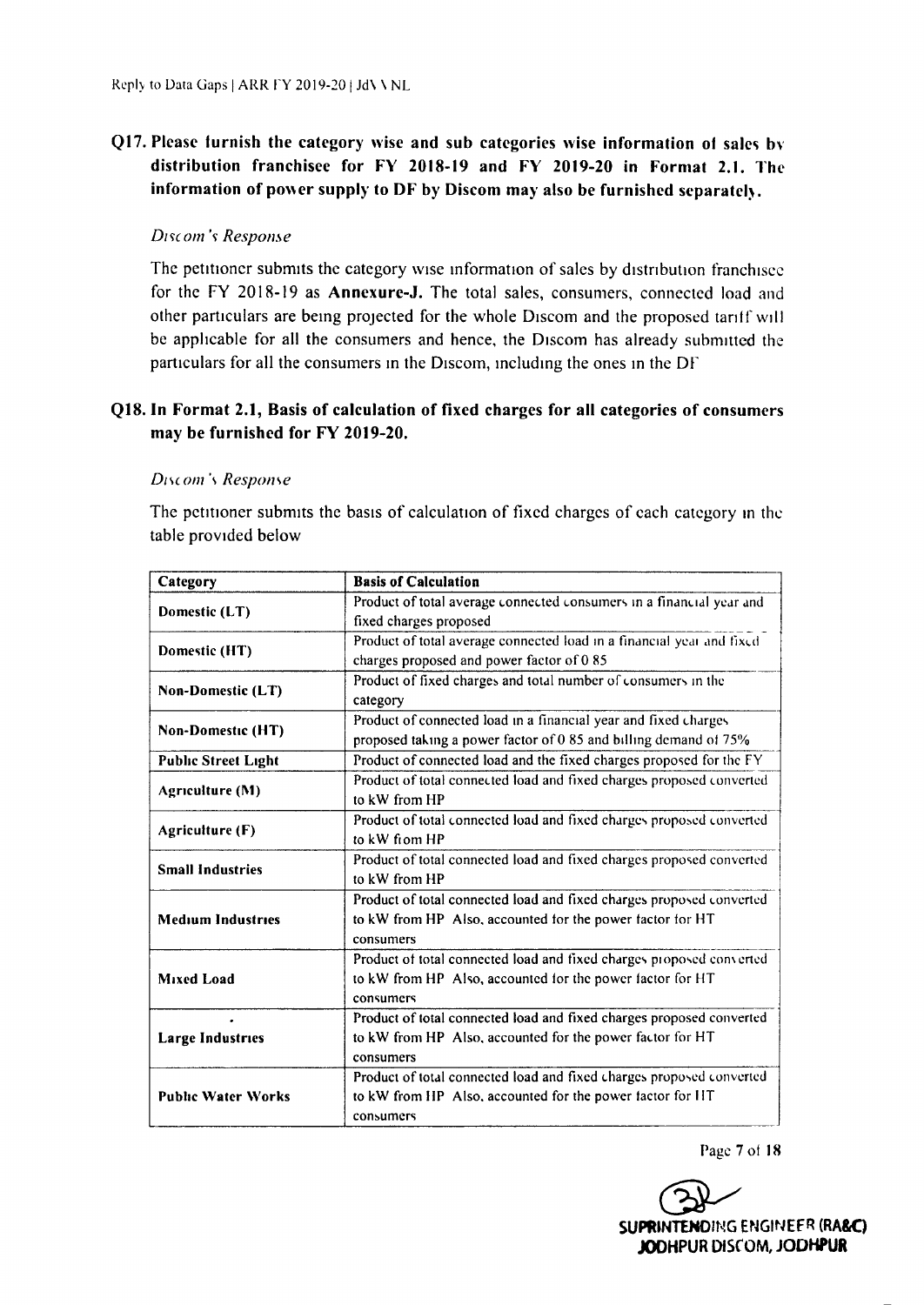**Q17. Please furnish the category wise and sub categories wise information of sales by distribution franchisee for FY 2018-19 and FY 2019-20 in Format 2.1. The information of power supply to DF by Discom may also be furnished separately.**

*Discom's Response*

The petitioner submits the category wise information of sales by distribution franchisee for the FY 2018-19 as **Annexure-J.** The total sales, consumers, connected load and other particulars are being projected for the whole Discom and the proposed tariff will be applicable for all the consumers and hence, the Discom has already submitted the particulars for all the consumers in the Discom, including the ones in the DF

**Q18. In Format 2.1, Basis of calculation of fixed charges for all categories of consumers may be furnished for FY 2019-20.**

*Discom's Response*

The petitioner submits the basis of calculation of fixed charges of each category in the table provided below

| Category | Basis of Calculation |
|---|---|
| Domestic (LT) | Product of total average connected consumers in a financial year and fixed charges proposed |
| Domestic (HT) | Product of total average connected load in a financial year and fixed charges proposed and power factor of 0 85 |
| Non-Domestic (LT) | Product of fixed charges and total number of consumers in the category |
| Non-Domestic (HT) | Product of connected load in a financial year and fixed charges proposed taking a power factor of 0 85 and billing demand of 75% |
| Public Street Light | Product of connected load and the fixed charges proposed for the FY |
| Agriculture (M) | Product of total connected load and fixed charges proposed converted to kW from HP |
| Agriculture (F) | Product of total connected load and fixed charges proposed converted to kW from HP |
| Small Industries | Product of total connected load and fixed charges proposed converted to kW from HP |
| Medium Industries | Product of total connected load and fixed charges proposed converted to kW from HP Also, accounted for the power factor for HT consumers |
| Mixed Load | Product of total connected load and fixed charges proposed converted to kW from HP Also, accounted for the power factor for HT consumers |
| Large Industries | Product of total connected load and fixed charges proposed converted to kW from HP Also, accounted for the power factor for HT consumers |
| Public Water Works | Product of total connected load and fixed charges proposed converted to kW from HP Also, accounted for the power factor for HT consumers |

SUPRINTENDING ENGINEER (RA&C)
JODHPUR DISCOM, JODHPUR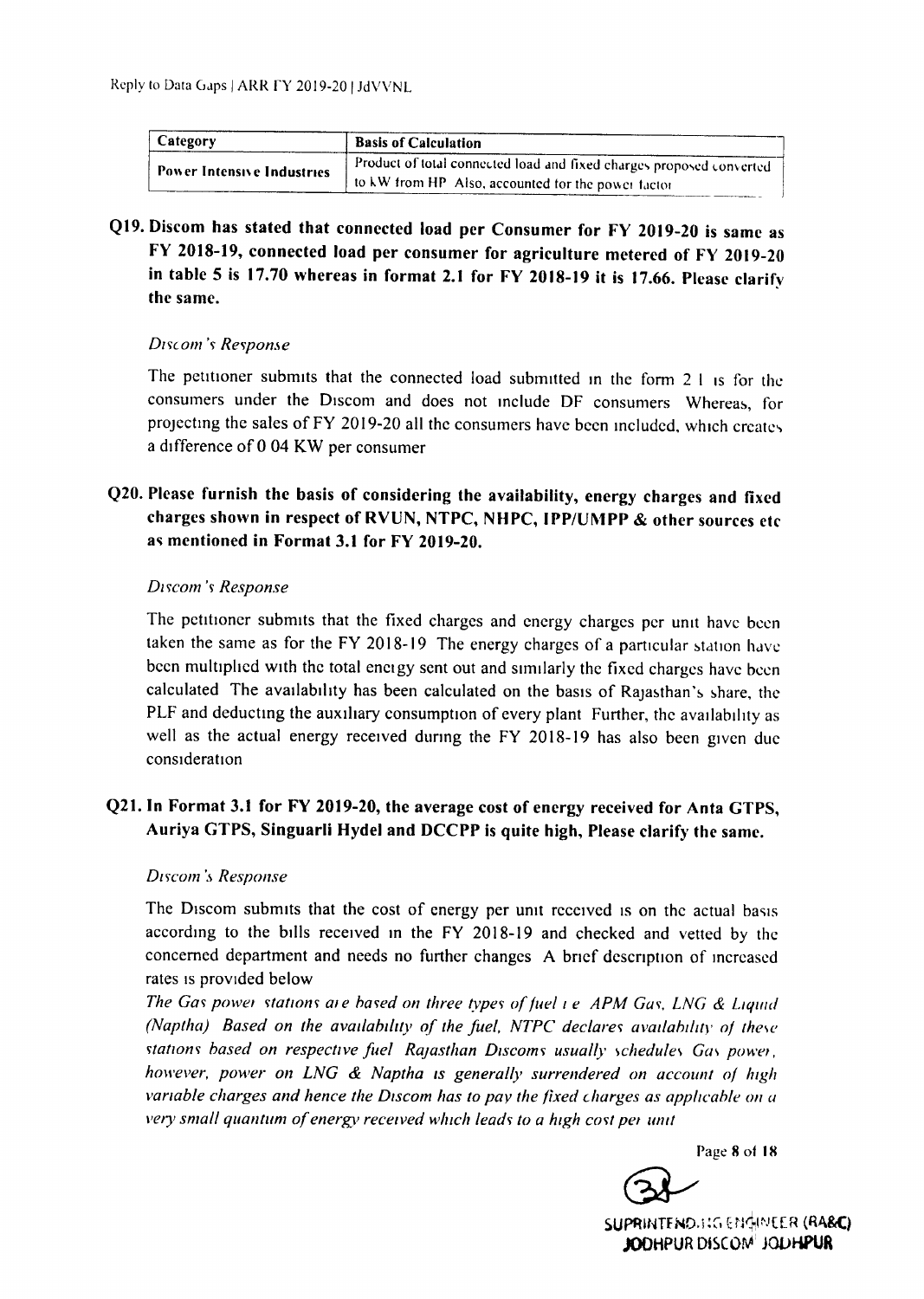| Category | Basis of Calculation |
|---|---|
| Power Intensive Industries | Product of total connected load and fixed charges proposed converted to kW from HP Also, accounted for the power factor |

**Q19. Discom has stated that connected load per Consumer for FY 2019-20 is same as FY 2018-19, connected load per consumer for agriculture metered of FY 2019-20 in table 5 is 17.70 whereas in format 2.1 for FY 2018-19 it is 17.66. Please clarify the same.**

*Discom's Response*

The petitioner submits that the connected load submitted in the form 2 1 is for the consumers under the Discom and does not include DF consumers Whereas, for projecting the sales of FY 2019-20 all the consumers have been included, which creates a difference of 0 04 KW per consumer

**Q20. Please furnish the basis of considering the availability, energy charges and fixed charges shown in respect of RVUN, NTPC, NHPC, IPP/UMPP & other sources etc as mentioned in Format 3.1 for FY 2019-20.**

*Discom's Response*

The petitioner submits that the fixed charges and energy charges per unit have been taken the same as for the FY 2018-19 The energy charges of a particular station have been multiplied with the total energy sent out and similarly the fixed charges have been calculated The availability has been calculated on the basis of Rajasthan's share, the PLF and deducting the auxiliary consumption of every plant Further, the availability as well as the actual energy received during the FY 2018-19 has also been given due consideration

**Q21. In Format 3.1 for FY 2019-20, the average cost of energy received for Anta GTPS, Auriya GTPS, Singuarli Hydel and DCCPP is quite high, Please clarify the same.**

*Discom's Response*

The Discom submits that the cost of energy per unit received is on the actual basis according to the bills received in the FY 2018-19 and checked and vetted by the concerned department and needs no further changes A brief description of increased rates is provided below

*The Gas power stations are based on three types of fuel i e APM Gas, LNG & Liquid (Naptha) Based on the availability of the fuel, NTPC declares availability of these stations based on respective fuel Rajasthan Discoms usually schedules Gas power, however, power on LNG & Naptha is generally surrendered on account of high variable charges and hence the Discom has to pay the fixed charges as applicable on a very small quantum of energy received which leads to a high cost per unit*

SUPRINTENDING ENGINEER (RA&C)
JODHPUR DISCOM JODHPUR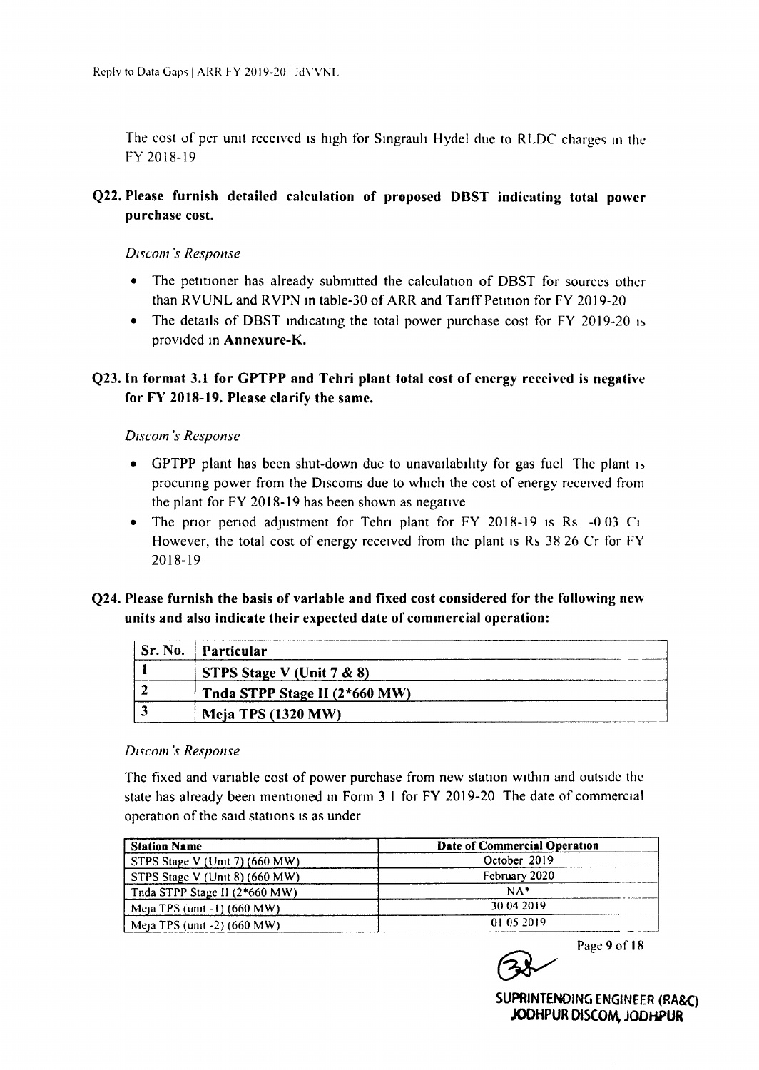The cost of per unit received is high for Singrauli Hydel due to RLDC charges in the FY 2018-19

**Q22. Please furnish detailed calculation of proposed DBST indicating total power purchase cost.**

*Discom's Response*

- The petitioner has already submitted the calculation of DBST for sources other than RVUNL and RVPN in table-30 of ARR and Tariff Petition for FY 2019-20
- The details of DBST indicating the total power purchase cost for FY 2019-20 is provided in **Annexure-K.**

**Q23. In format 3.1 for GPTPP and Tehri plant total cost of energy received is negative for FY 2018-19. Please clarify the same.**

*Discom's Response*

- GPTPP plant has been shut-down due to unavailability for gas fuel The plant is procuring power from the Discoms due to which the cost of energy received from the plant for FY 2018-19 has been shown as negative
- The prior period adjustment for Tehri plant for FY 2018-19 is Rs -0 03 Cr However, the total cost of energy received from the plant is Rs 38 26 Cr for FY 2018-19

**Q24. Please furnish the basis of variable and fixed cost considered for the following new units and also indicate their expected date of commercial operation:**

| Sr. No. | Particular |
|---|---|
| 1 | **STPS Stage V (Unit 7 & 8)** |
| 2 | **Tnda STPP Stage II (2*660 MW)** |
| 3 | **Meja TPS (1320 MW)** |

*Discom's Response*

The fixed and variable cost of power purchase from new station within and outside the state has already been mentioned in Form 3 1 for FY 2019-20 The date of commercial operation of the said stations is as under

| Station Name | Date of Commercial Operation |
|---|---|
| STPS Stage V (Unit 7) (660 MW) | October 2019 |
| STPS Stage V (Unit 8) (660 MW) | February 2020 |
| Tnda STPP Stage II (2*660 MW) | NA* |
| Meja TPS (unit -1) (660 MW) | 30 04 2019 |
| Meja TPS (unit -2) (660 MW) | 01 05 2019 |

SUPRINTENDING ENGINEER (RA&C)
JODHPUR DISCOM, JODHPUR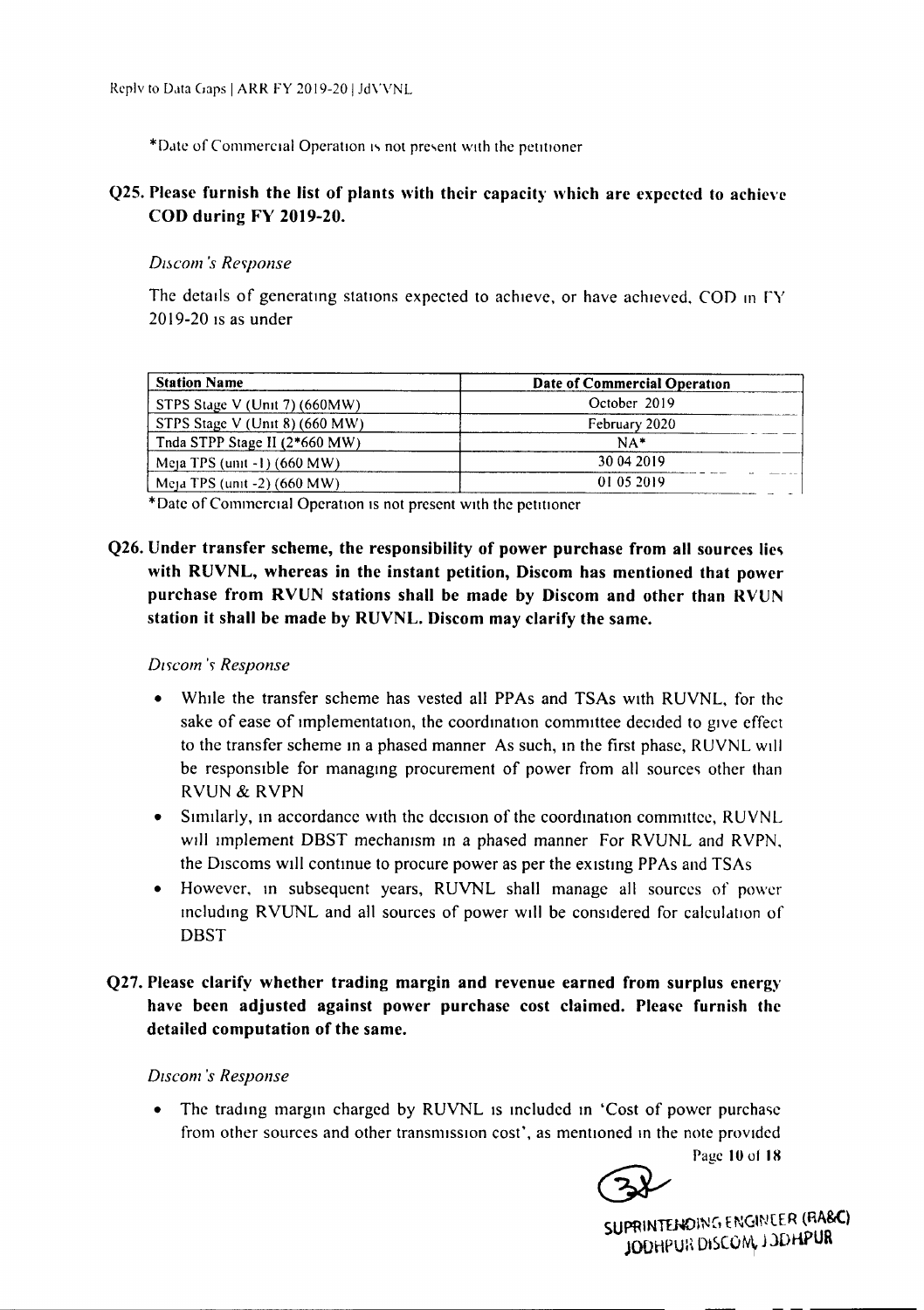*Date of Commercial Operation is not present with the petitioner

## Q25. Please furnish the list of plants with their capacity which are expected to achieve COD during FY 2019-20.

*Discom's Response*

The details of generating stations expected to achieve, or have achieved, COD in FY 2019-20 is as under

| Station Name | Date of Commercial Operation |
|---|---|
| STPS Stage V (Unit 7) (660MW) | October 2019 |
| STPS Stage V (Unit 8) (660 MW) | February 2020 |
| Tnda STPP Stage II (2*660 MW) | NA* |
| Meja TPS (unit -1) (660 MW) | 30 04 2019 |
| Meja TPS (unit -2) (660 MW) | 01 05 2019 |

*Date of Commercial Operation is not present with the petitioner

## Q26. Under transfer scheme, the responsibility of power purchase from all sources lies with RUVNL, whereas in the instant petition, Discom has mentioned that power purchase from RVUN stations shall be made by Discom and other than RVUN station it shall be made by RUVNL. Discom may clarify the same.

*Discom's Response*

- While the transfer scheme has vested all PPAs and TSAs with RUVNL, for the sake of ease of implementation, the coordination committee decided to give effect to the transfer scheme in a phased manner As such, in the first phase, RUVNL will be responsible for managing procurement of power from all sources other than RVUN & RVPN
- Similarly, in accordance with the decision of the coordination committee, RUVNL will implement DBST mechanism in a phased manner For RVUNL and RVPN, the Discoms will continue to procure power as per the existing PPAs and TSAs
- However, in subsequent years, RUVNL shall manage all sources of power including RVUNL and all sources of power will be considered for calculation of DBST

## Q27. Please clarify whether trading margin and revenue earned from surplus energy have been adjusted against power purchase cost claimed. Please furnish the detailed computation of the same.

*Discom's Response*

- The trading margin charged by RUVNL is included in 'Cost of power purchase from other sources and other transmission cost', as mentioned in the note provided

SUPRINTENDING ENGINEER (RA&C)
JODHPUR DISCOM, JODHPUR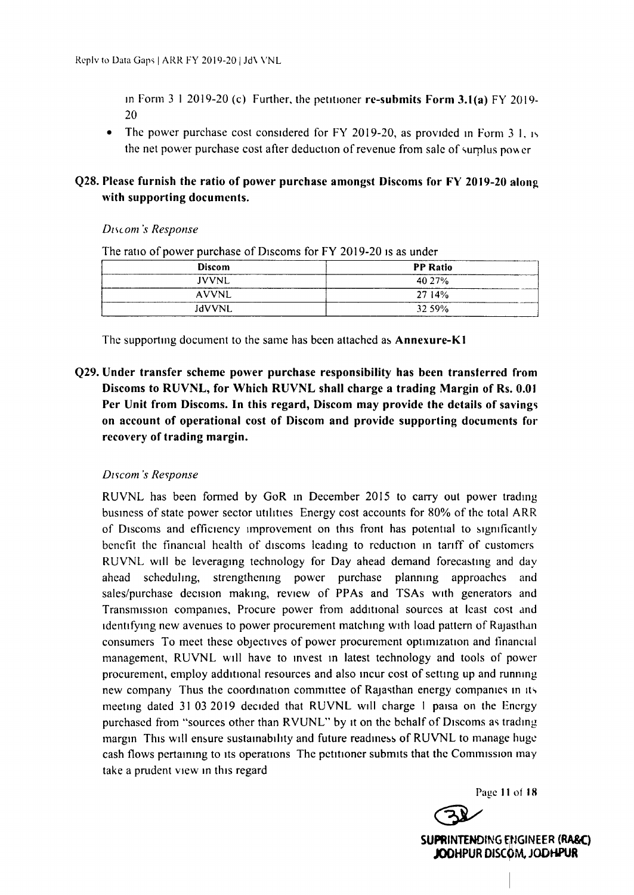in Form 3 1 2019-20 (c) Further, the petitioner **re-submits Form 3.1(a)** FY 2019-20

- The power purchase cost considered for FY 2019-20, as provided in Form 3 1, is the net power purchase cost after deduction of revenue from sale of surplus power

## Q28. Please furnish the ratio of power purchase amongst Discoms for FY 2019-20 along with supporting documents.

*Discom's Response*

The ratio of power purchase of Discoms for FY 2019-20 is as under

| Discom | PP Ratio |
|---|---|
| JVVNL | 40 27% |
| AVVNL | 27 14% |
| JdVVNL | 32 59% |

The supporting document to the same has been attached as **Annexure-K1**

## Q29. Under transfer scheme power purchase responsibility has been transferred from Discoms to RUVNL, for Which RUVNL shall charge a trading Margin of Rs. 0.01 Per Unit from Discoms. In this regard, Discom may provide the details of savings on account of operational cost of Discom and provide supporting documents for recovery of trading margin.

*Discom's Response*

RUVNL has been formed by GoR in December 2015 to carry out power trading business of state power sector utilities Energy cost accounts for 80% of the total ARR of Discoms and efficiency improvement on this front has potential to significantly benefit the financial health of discoms leading to reduction in tariff of customers RUVNL will be leveraging technology for Day ahead demand forecasting and day ahead scheduling, strengthening power purchase planning approaches and sales/purchase decision making, review of PPAs and TSAs with generators and Transmission companies, Procure power from additional sources at least cost and identifying new avenues to power procurement matching with load pattern of Rajasthan consumers To meet these objectives of power procurement optimization and financial management, RUVNL will have to invest in latest technology and tools of power procurement, employ additional resources and also incur cost of setting up and running new company Thus the coordination committee of Rajasthan energy companies in its meeting dated 31 03 2019 decided that RUVNL will charge 1 paisa on the Energy purchased from "sources other than RVUNL" by it on the behalf of Discoms as trading margin This will ensure sustainability and future readiness of RUVNL to manage huge cash flows pertaining to its operations The petitioner submits that the Commission may take a prudent view in this regard

**SUPRINTENDING ENGINEER (RA&C)**
**JODHPUR DISCOM, JODHPUR**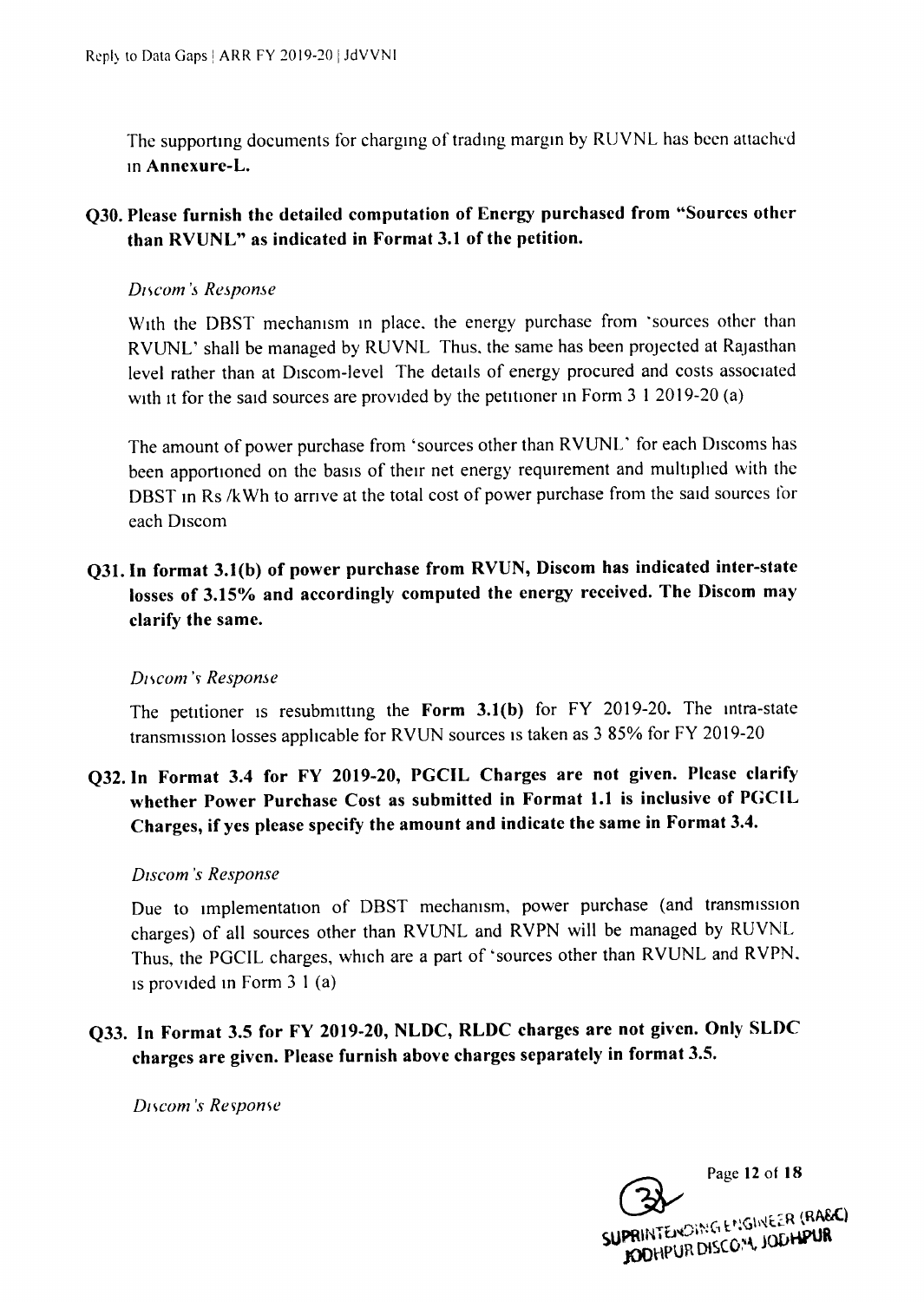The supporting documents for charging of trading margin by RUVNL has been attached in **Annexure-L.**

**Q30. Please furnish the detailed computation of Energy purchased from "Sources other than RVUNL" as indicated in Format 3.1 of the petition.**

*Discom's Response*

With the DBST mechanism in place, the energy purchase from 'sources other than RVUNL' shall be managed by RUVNL. Thus, the same has been projected at Rajasthan level rather than at Discom-level. The details of energy procured and costs associated with it for the said sources are provided by the petitioner in Form 3.1 2019-20 (a)

The amount of power purchase from 'sources other than RVUNL' for each Discoms has been apportioned on the basis of their net energy requirement and multiplied with the DBST in Rs /kWh to arrive at the total cost of power purchase from the said sources for each Discom

**Q31. In format 3.1(b) of power purchase from RVUN, Discom has indicated inter-state losses of 3.15% and accordingly computed the energy received. The Discom may clarify the same.**

*Discom's Response*

The petitioner is resubmitting the **Form 3.1(b)** for FY 2019-20. The intra-state transmission losses applicable for RVUN sources is taken as 3.85% for FY 2019-20

**Q32. In Format 3.4 for FY 2019-20, PGCIL Charges are not given. Please clarify whether Power Purchase Cost as submitted in Format 1.1 is inclusive of PGCIL Charges, if yes please specify the amount and indicate the same in Format 3.4.**

*Discom's Response*

Due to implementation of DBST mechanism, power purchase (and transmission charges) of all sources other than RVUNL and RVPN will be managed by RUVNL. Thus, the PGCIL charges, which are a part of 'sources other than RVUNL and RVPN, is provided in Form 3.1 (a)

**Q33. In Format 3.5 for FY 2019-20, NLDC, RLDC charges are not given. Only SLDC charges are given. Please furnish above charges separately in format 3.5.**

*Discom's Response*

SUPRINTENDING ENGINEER (RA&C)
JODHPUR DISCOM, JODHPUR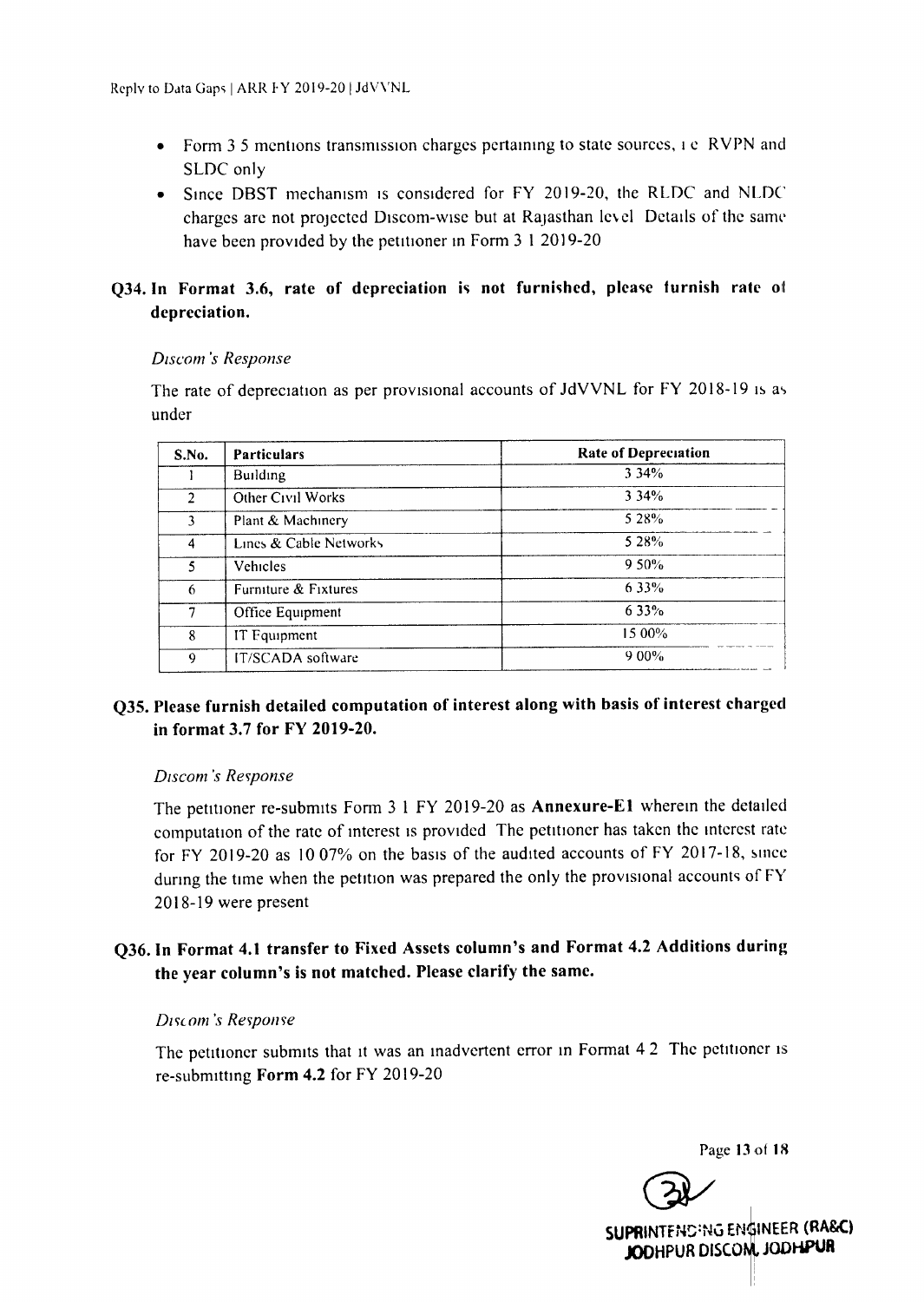- Form 3 5 mentions transmission charges pertaining to state sources, i e RVPN and SLDC only
- Since DBST mechanism is considered for FY 2019-20, the RLDC and NLDC charges are not projected Discom-wise but at Rajasthan level Details of the same have been provided by the petitioner in Form 3 1 2019-20

### Q34. In Format 3.6, rate of depreciation is not furnished, please furnish rate of depreciation.

*Discom's Response*

The rate of depreciation as per provisional accounts of JdVVNL for FY 2018-19 is as under

| S.No. | Particulars | Rate of Depreciation |
|---|---|---|
| 1 | Building | 3 34% |
| 2 | Other Civil Works | 3 34% |
| 3 | Plant & Machinery | 5 28% |
| 4 | Lines & Cable Networks | 5 28% |
| 5 | Vehicles | 9 50% |
| 6 | Furniture & Fixtures | 6 33% |
| 7 | Office Equipment | 6 33% |
| 8 | IT Equipment | 15 00% |
| 9 | IT/SCADA software | 9 00% |

### Q35. Please furnish detailed computation of interest along with basis of interest charged in format 3.7 for FY 2019-20.

*Discom's Response*

The petitioner re-submits Form 3 1 FY 2019-20 as **Annexure-E1** wherein the detailed computation of the rate of interest is provided The petitioner has taken the interest rate for FY 2019-20 as 10 07% on the basis of the audited accounts of FY 2017-18, since during the time when the petition was prepared the only the provisional accounts of FY 2018-19 were present

### Q36. In Format 4.1 transfer to Fixed Assets column's and Format 4.2 Additions during the year column's is not matched. Please clarify the same.

*Discom's Response*

The petitioner submits that it was an inadvertent error in Format 4 2 The petitioner is re-submitting **Form 4.2** for FY 2019-20

SUPRINTENDING ENGINEER (RA&C)
JODHPUR DISCOM, JODHPUR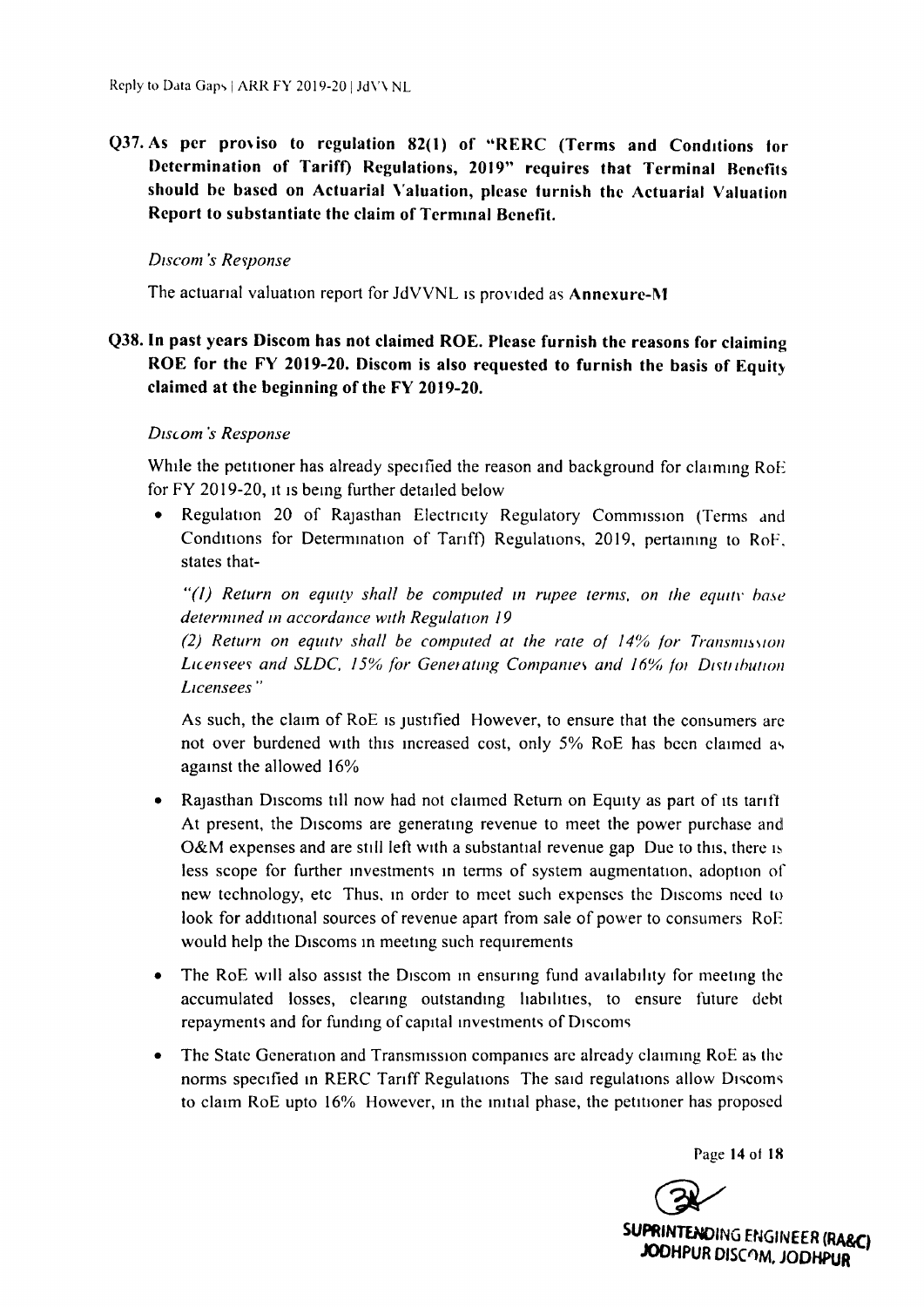**Q37. As per proviso to regulation 82(1) of "RERC (Terms and Conditions for Determination of Tariff) Regulations, 2019" requires that Terminal Benefits should be based on Actuarial Valuation, please furnish the Actuarial Valuation Report to substantiate the claim of Terminal Benefit.**

*Discom's Response*

The actuarial valuation report for JdVVNL is provided as **Annexure-M**

**Q38. In past years Discom has not claimed ROE. Please furnish the reasons for claiming ROE for the FY 2019-20. Discom is also requested to furnish the basis of Equity claimed at the beginning of the FY 2019-20.**

*Discom's Response*

While the petitioner has already specified the reason and background for claiming RoE for FY 2019-20, it is being further detailed below

- Regulation 20 of Rajasthan Electricity Regulatory Commission (Terms and Conditions for Determination of Tariff) Regulations, 2019, pertaining to RoE, states that-

  *"(1) Return on equity shall be computed in rupee terms, on the equity base determined in accordance with Regulation 19*

  *(2) Return on equity shall be computed at the rate of 14% for Transmission Licensees and SLDC, 15% for Generating Companies and 16% for Distribution Licensees"*

  As such, the claim of RoE is justified However, to ensure that the consumers are not over burdened with this increased cost, only 5% RoE has been claimed as against the allowed 16%

- Rajasthan Discoms till now had not claimed Return on Equity as part of its tariff At present, the Discoms are generating revenue to meet the power purchase and O&M expenses and are still left with a substantial revenue gap Due to this, there is less scope for further investments in terms of system augmentation, adoption of new technology, etc Thus, in order to meet such expenses the Discoms need to look for additional sources of revenue apart from sale of power to consumers RoE would help the Discoms in meeting such requirements

- The RoE will also assist the Discom in ensuring fund availability for meeting the accumulated losses, clearing outstanding liabilities, to ensure future debt repayments and for funding of capital investments of Discoms

- The State Generation and Transmission companies are already claiming RoE as the norms specified in RERC Tariff Regulations The said regulations allow Discoms to claim RoE upto 16% However, in the initial phase, the petitioner has proposed

SUPRINTENDING ENGINEER (RA&C)
JODHPUR DISCOM, JODHPUR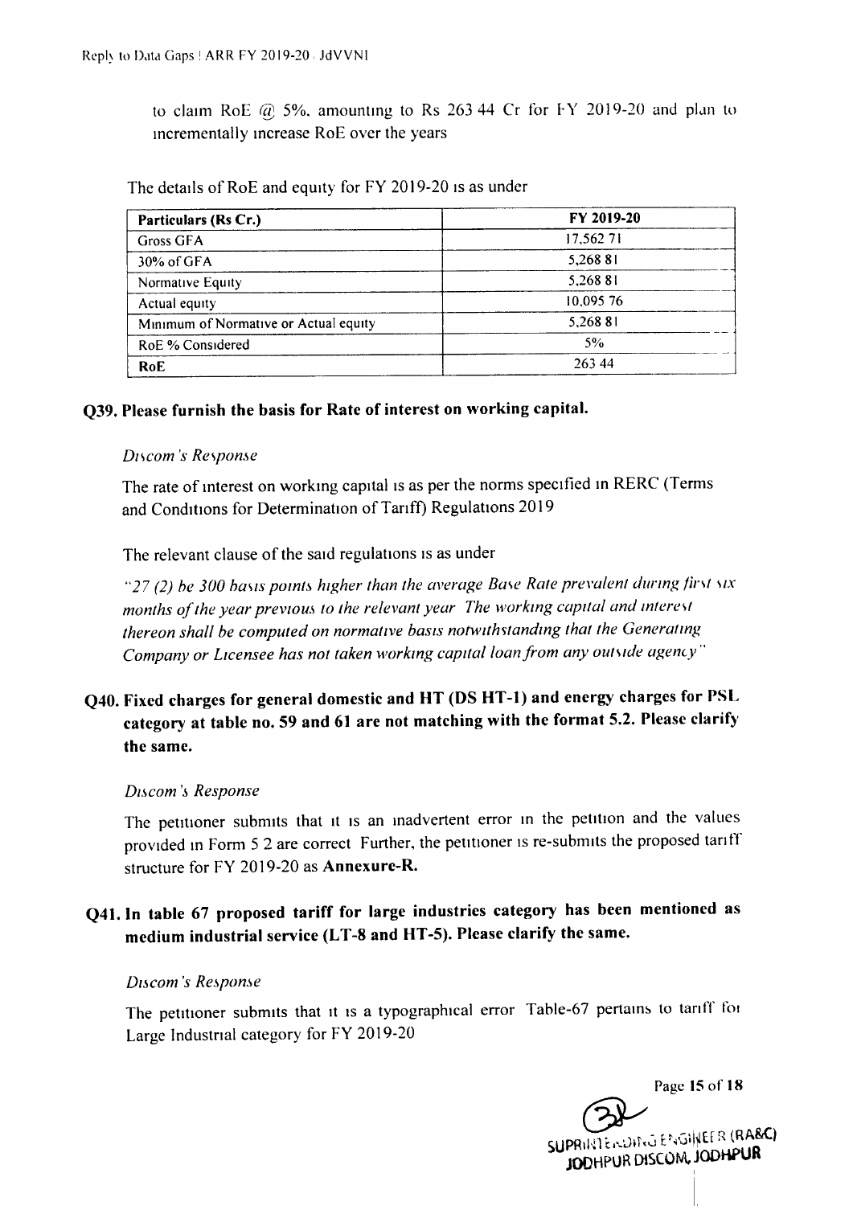to claim RoE @ 5%, amounting to Rs 263.44 Cr for FY 2019-20 and plan to incrementally increase RoE over the years

The details of RoE and equity for FY 2019-20 is as under

| Particulars (Rs Cr.) | FY 2019-20 |
|---|---|
| Gross GFA | 17,562.71 |
| 30% of GFA | 5,268.81 |
| Normative Equity | 5,268.81 |
| Actual equity | 10,095.76 |
| Minimum of Normative or Actual equity | 5,268.81 |
| RoE % Considered | 5% |
| **RoE** | 263.44 |

## Q39. Please furnish the basis for Rate of interest on working capital.

*Discom's Response*

The rate of interest on working capital is as per the norms specified in RERC (Terms and Conditions for Determination of Tariff) Regulations 2019

The relevant clause of the said regulations is as under

*"27 (2) be 300 basis points higher than the average Base Rate prevalent during first six months of the year previous to the relevant year. The working capital and interest thereon shall be computed on normative basis notwithstanding that the Generating Company or Licensee has not taken working capital loan from any outside agency"*

## Q40. Fixed charges for general domestic and HT (DS HT-1) and energy charges for PSL category at table no. 59 and 61 are not matching with the format 5.2. Please clarify the same.

*Discom's Response*

The petitioner submits that it is an inadvertent error in the petition and the values provided in Form 5.2 are correct. Further, the petitioner is re-submits the proposed tariff structure for FY 2019-20 as **Annexure-R.**

## Q41. In table 67 proposed tariff for large industries category has been mentioned as medium industrial service (LT-8 and HT-5). Please clarify the same.

*Discom's Response*

The petitioner submits that it is a typographical error. Table-67 pertains to tariff for Large Industrial category for FY 2019-20

SUPRINTENDING ENGINEER (RA&C)
JODHPUR DISCOM, JODHPUR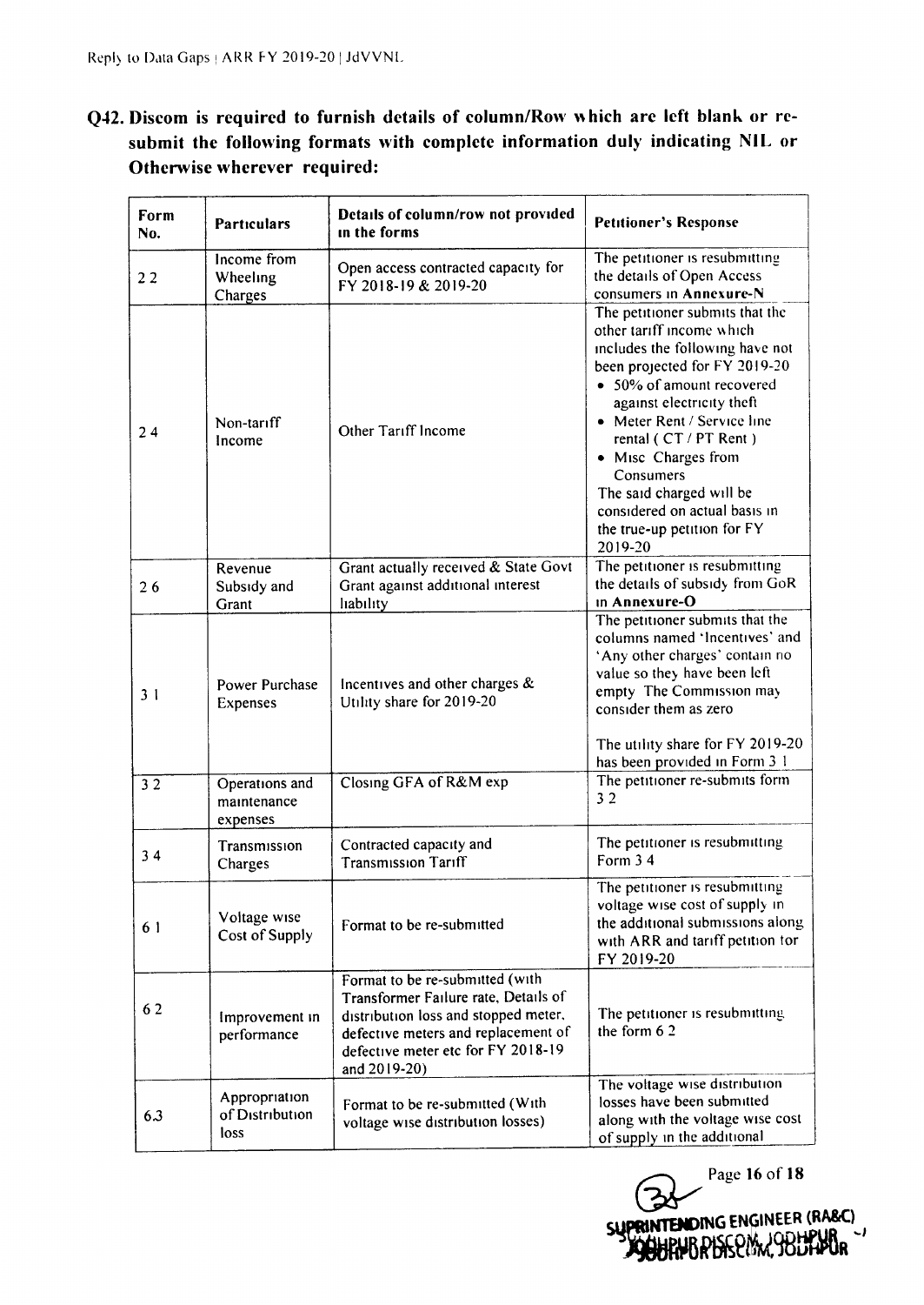**Q42. Discom is required to furnish details of column/Row which are left blank or re-submit the following formats with complete information duly indicating NIL or Otherwise wherever required:**

| Form No. | Particulars | Details of column/row not provided in the forms | Petitioner's Response |
|---|---|---|---|
| 2.2 | Income from Wheeling Charges | Open access contracted capacity for FY 2018-19 & 2019-20 | The petitioner is resubmitting the details of Open Access consumers in **Annexure-N** |
| 2.4 | Non-tariff Income | Other Tariff Income | The petitioner submits that the other tariff income which includes the following have not been projected for FY 2019-20<br>• 50% of amount recovered against electricity theft<br>• Meter Rent / Service line rental ( CT / PT Rent )<br>• Misc Charges from Consumers<br>The said charged will be considered on actual basis in the true-up petition for FY 2019-20 |
| 2.6 | Revenue Subsidy and Grant | Grant actually received & State Govt Grant against additional interest liability | The petitioner is resubmitting the details of subsidy from GoR in **Annexure-O** |
| 3.1 | Power Purchase Expenses | Incentives and other charges & Utility share for 2019-20 | The petitioner submits that the columns named 'Incentives' and 'Any other charges' contain no value so they have been left empty. The Commission may consider them as zero<br><br>The utility share for FY 2019-20 has been provided in Form 3.1 |
| 3.2 | Operations and maintenance expenses | Closing GFA of R&M exp | The petitioner re-submits form 3.2 |
| 3.4 | Transmission Charges | Contracted capacity and Transmission Tariff | The petitioner is resubmitting Form 3.4 |
| 6.1 | Voltage wise Cost of Supply | Format to be re-submitted | The petitioner is resubmitting voltage wise cost of supply in the additional submissions along with ARR and tariff petition for FY 2019-20 |
| 6.2 | Improvement in performance | Format to be re-submitted (with Transformer Failure rate, Details of distribution loss and stopped meter, defective meters and replacement of defective meter etc for FY 2018-19 and 2019-20) | The petitioner is resubmitting the form 6.2 |
| 6.3 | Appropriation of Distribution loss | Format to be re-submitted (With voltage wise distribution losses) | The voltage wise distribution losses have been submitted along with the voltage wise cost of supply in the additional |

SUPRINTENDING ENGINEER (RA&C)
JODHPUR DISCOM, JODHPUR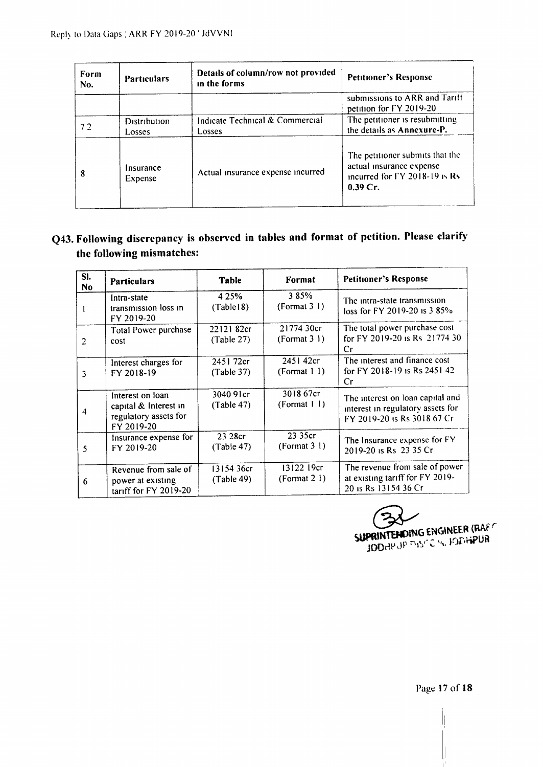| Form No. | Particulars | Details of column/row not provided in the forms | Petitioner's Response |
|---|---|---|---|
| | | | submissions to ARR and Tariff petition for FY 2019-20 |
| 7.2 | Distribution Losses | Indicate Technical & Commercial Losses | The petitioner is resubmitting the details as **Annexure-P.** |
| 8 | Insurance Expense | Actual insurance expense incurred | The petitioner submits that the actual insurance expense incurred for FY 2018-19 is **Rs 0.39 Cr.** |

## Q43. Following discrepancy is observed in tables and format of petition. Please clarify the following mismatches:

| Sl. No | Particulars | Table | Format | Petitioner's Response |
|---|---|---|---|---|
| 1 | Intra-state transmission loss in FY 2019-20 | 4.25% (Table18) | 3.85% (Format 3.1) | The intra-state transmission loss for FY 2019-20 is 3.85% |
| 2 | Total Power purchase cost | 22121.82cr (Table 27) | 21774.30cr (Format 3.1) | The total power purchase cost for FY 2019-20 is Rs. 21774.30 Cr |
| 3 | Interest charges for FY 2018-19 | 2451.72cr (Table 37) | 2451.42cr (Format 1.1) | The interest and finance cost for FY 2018-19 is Rs 2451.42 Cr |
| 4 | Interest on loan capital & Interest in regulatory assets for FY 2019-20 | 3040.91cr (Table 47) | 3018.67cr (Format 1.1) | The interest on loan capital and interest in regulatory assets for FY 2019-20 is Rs 3018.67 Cr |
| 5 | Insurance expense for FY 2019-20 | 23.28cr (Table 47) | 23.35cr (Format 3.1) | The Insurance expense for FY 2019-20 is Rs. 23.35 Cr |
| 6 | Revenue from sale of power at existing tariff for FY 2019-20 | 13154.36cr (Table 49) | 13122.19cr (Format 2.1) | The revenue from sale of power at existing tariff for FY 2019-20 is Rs 13154.36 Cr |

SUPRINTENDING ENGINEER (RA&C)
JODHPUR DISCOM, JODHPUR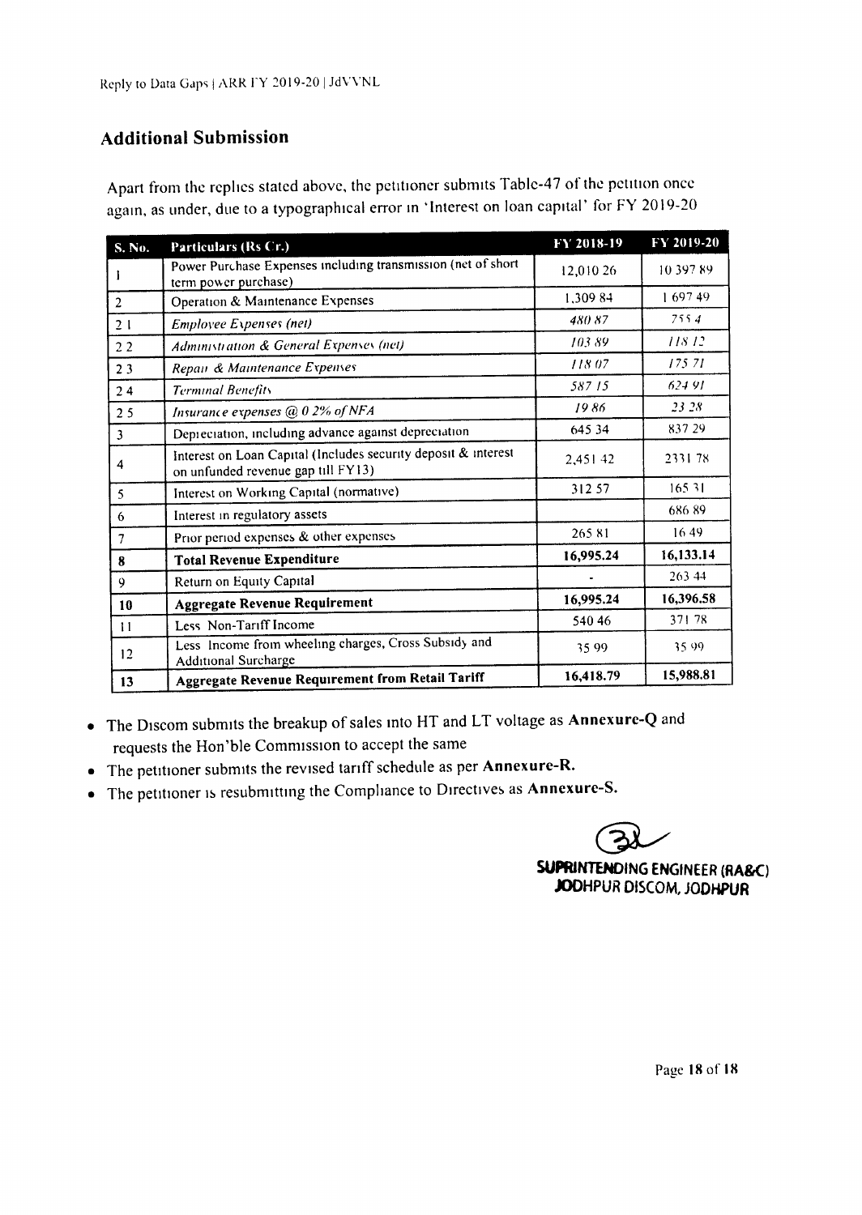## Additional Submission

Apart from the replies stated above, the petitioner submits Table-47 of the petition once again, as under, due to a typographical error in 'Interest on loan capital' for FY 2019-20

| S. No. | Particulars (Rs Cr.) | FY 2018-19 | FY 2019-20 |
|---|---|---|---|
| 1 | Power Purchase Expenses including transmission (net of short term power purchase) | 12,010 26 | 10 397 89 |
| 2 | Operation & Maintenance Expenses | 1,309 84 | 1 697 49 |
| 2 1 | *Employee Expenses (net)* | *480 87* | *755 4* |
| 2 2 | *Administration & General Expenses (net)* | *103 89* | *118 12* |
| 2 3 | *Repair & Maintenance Expenses* | *118 07* | *175 71* |
| 2 4 | *Terminal Benefits* | *587 15* | *624 91* |
| 2 5 | *Insurance expenses @ 0 2% of NFA* | *19 86* | *23 28* |
| 3 | Depreciation, including advance against depreciation | 645 34 | 837 29 |
| 4 | Interest on Loan Capital (Includes security deposit & interest on unfunded revenue gap till FY13) | 2,451 42 | 2331 78 |
| 5 | Interest on Working Capital (normative) | 312 57 | 165 31 |
| 6 | Interest in regulatory assets | | 686 89 |
| 7 | Prior period expenses & other expenses | 265 81 | 16 49 |
| **8** | **Total Revenue Expenditure** | **16,995.24** | **16,133.14** |
| 9 | Return on Equity Capital | - | 263 44 |
| **10** | **Aggregate Revenue Requirement** | **16,995.24** | **16,396.58** |
| 11 | Less Non-Tariff Income | 540 46 | 371 78 |
| 12 | Less Income from wheeling charges, Cross Subsidy and Additional Surcharge | 35 99 | 35 99 |
| **13** | **Aggregate Revenue Requirement from Retail Tariff** | **16,418.79** | **15,988.81** |

- The Discom submits the breakup of sales into HT and LT voltage as **Annexure-Q** and requests the Hon'ble Commission to accept the same
- The petitioner submits the revised tariff schedule as per **Annexure-R.**
- The petitioner is resubmitting the Compliance to Directives as **Annexure-S.**

**SUPRINTENDING ENGINEER (RA&C)**
**JODHPUR DISCOM, JODHPUR**